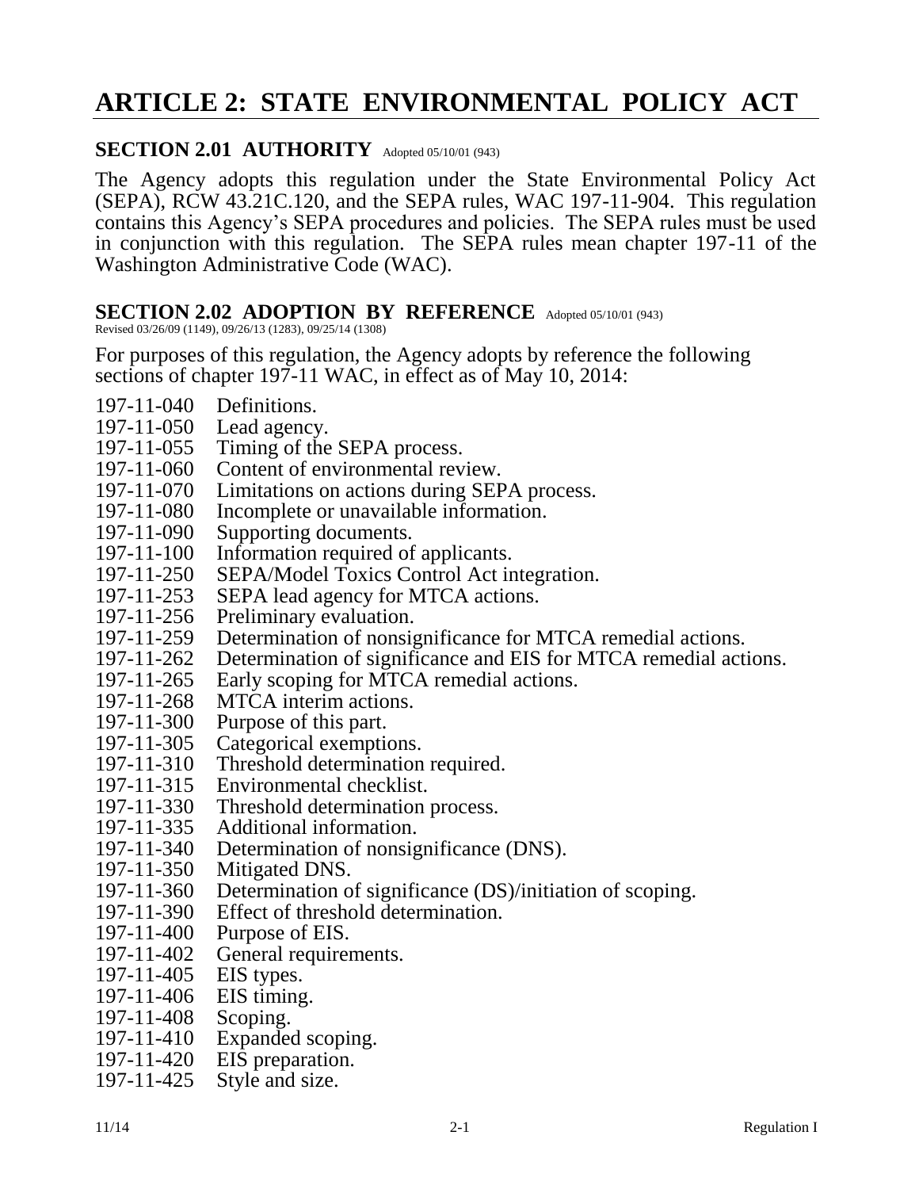# ARTICLE 2: STATE ENVIRONMENTAL POLICY ACT

## SECTION 2.01 AUTHORITY

Adopted 05/10/01 (943)

The Agency adopts this regulation under the State Environmental Policy Act (SEPA), RCW 43.21C.120, and the SEPA rules, WAC 197-11-904. This regulation contains this Agency's SEPA procedures and policies. The SEPA rules must be used in conjunction with this regulation. The SEPA rules mean chapter 197-11 of the Washington Administrative Code (WAC).

## SECTION 2.02 ADOPTION BY REFERENCE

Adopted 05/10/01 (943)
Revised 03/26/09 (1149), 09/26/13 (1283), 09/25/14 (1308)

For purposes of this regulation, the Agency adopts by reference the following sections of chapter 197-11 WAC, in effect as of May 10, 2014:

197-11-040 Definitions.
197-11-050 Lead agency.
197-11-055 Timing of the SEPA process.
197-11-060 Content of environmental review.
197-11-070 Limitations on actions during SEPA process.
197-11-080 Incomplete or unavailable information.
197-11-090 Supporting documents.
197-11-100 Information required of applicants.
197-11-250 SEPA/Model Toxics Control Act integration.
197-11-253 SEPA lead agency for MTCA actions.
197-11-256 Preliminary evaluation.
197-11-259 Determination of nonsignificance for MTCA remedial actions.
197-11-262 Determination of significance and EIS for MTCA remedial actions.
197-11-265 Early scoping for MTCA remedial actions.
197-11-268 MTCA interim actions.
197-11-300 Purpose of this part.
197-11-305 Categorical exemptions.
197-11-310 Threshold determination required.
197-11-315 Environmental checklist.
197-11-330 Threshold determination process.
197-11-335 Additional information.
197-11-340 Determination of nonsignificance (DNS).
197-11-350 Mitigated DNS.
197-11-360 Determination of significance (DS)/initiation of scoping.
197-11-390 Effect of threshold determination.
197-11-400 Purpose of EIS.
197-11-402 General requirements.
197-11-405 EIS types.
197-11-406 EIS timing.
197-11-408 Scoping.
197-11-410 Expanded scoping.
197-11-420 EIS preparation.
197-11-425 Style and size.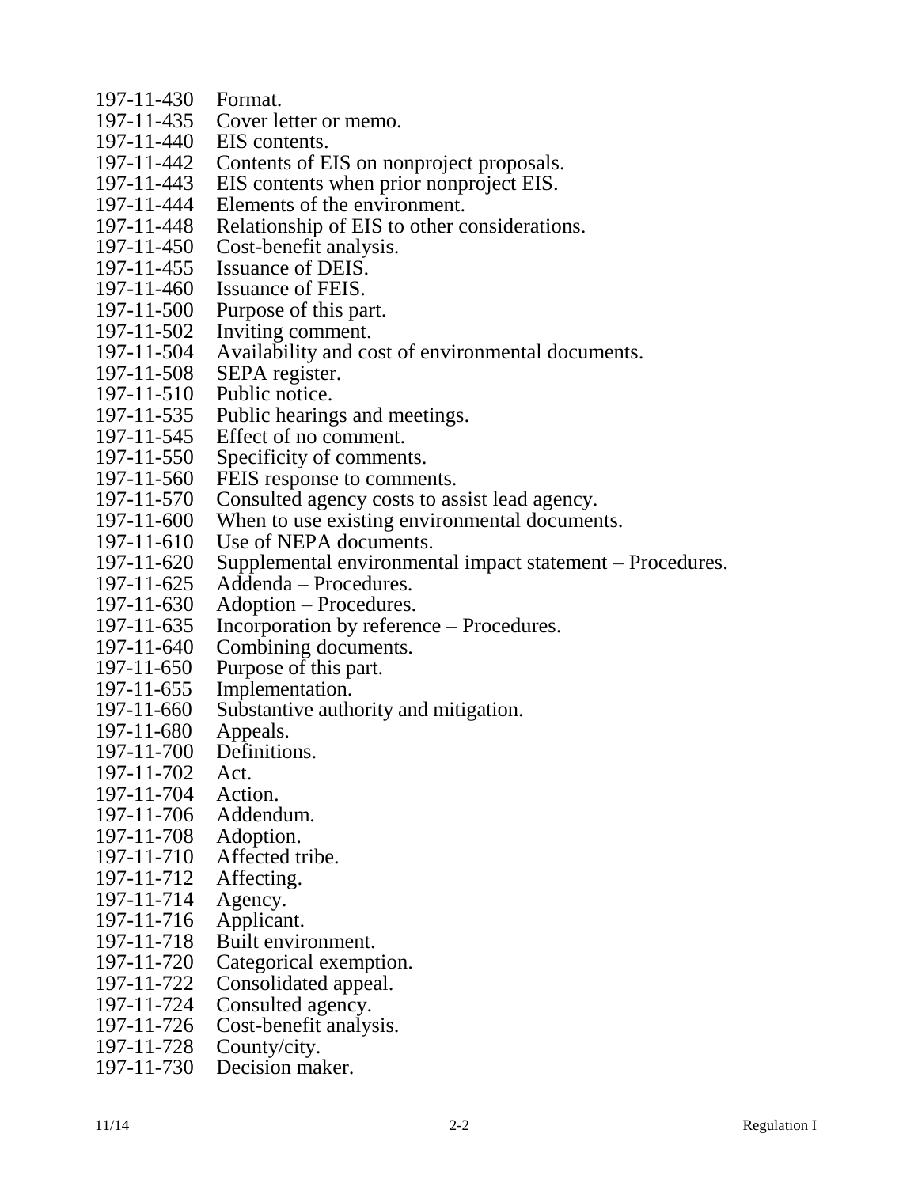197-11-430 Format.
197-11-435 Cover letter or memo.
197-11-440 EIS contents.
197-11-442 Contents of EIS on nonproject proposals.
197-11-443 EIS contents when prior nonproject EIS.
197-11-444 Elements of the environment.
197-11-448 Relationship of EIS to other considerations.
197-11-450 Cost-benefit analysis.
197-11-455 Issuance of DEIS.
197-11-460 Issuance of FEIS.
197-11-500 Purpose of this part.
197-11-502 Inviting comment.
197-11-504 Availability and cost of environmental documents.
197-11-508 SEPA register.
197-11-510 Public notice.
197-11-535 Public hearings and meetings.
197-11-545 Effect of no comment.
197-11-550 Specificity of comments.
197-11-560 FEIS response to comments.
197-11-570 Consulted agency costs to assist lead agency.
197-11-600 When to use existing environmental documents.
197-11-610 Use of NEPA documents.
197-11-620 Supplemental environmental impact statement – Procedures.
197-11-625 Addenda – Procedures.
197-11-630 Adoption – Procedures.
197-11-635 Incorporation by reference – Procedures.
197-11-640 Combining documents.
197-11-650 Purpose of this part.
197-11-655 Implementation.
197-11-660 Substantive authority and mitigation.
197-11-680 Appeals.
197-11-700 Definitions.
197-11-702 Act.
197-11-704 Action.
197-11-706 Addendum.
197-11-708 Adoption.
197-11-710 Affected tribe.
197-11-712 Affecting.
197-11-714 Agency.
197-11-716 Applicant.
197-11-718 Built environment.
197-11-720 Categorical exemption.
197-11-722 Consolidated appeal.
197-11-724 Consulted agency.
197-11-726 Cost-benefit analysis.
197-11-728 County/city.
197-11-730 Decision maker.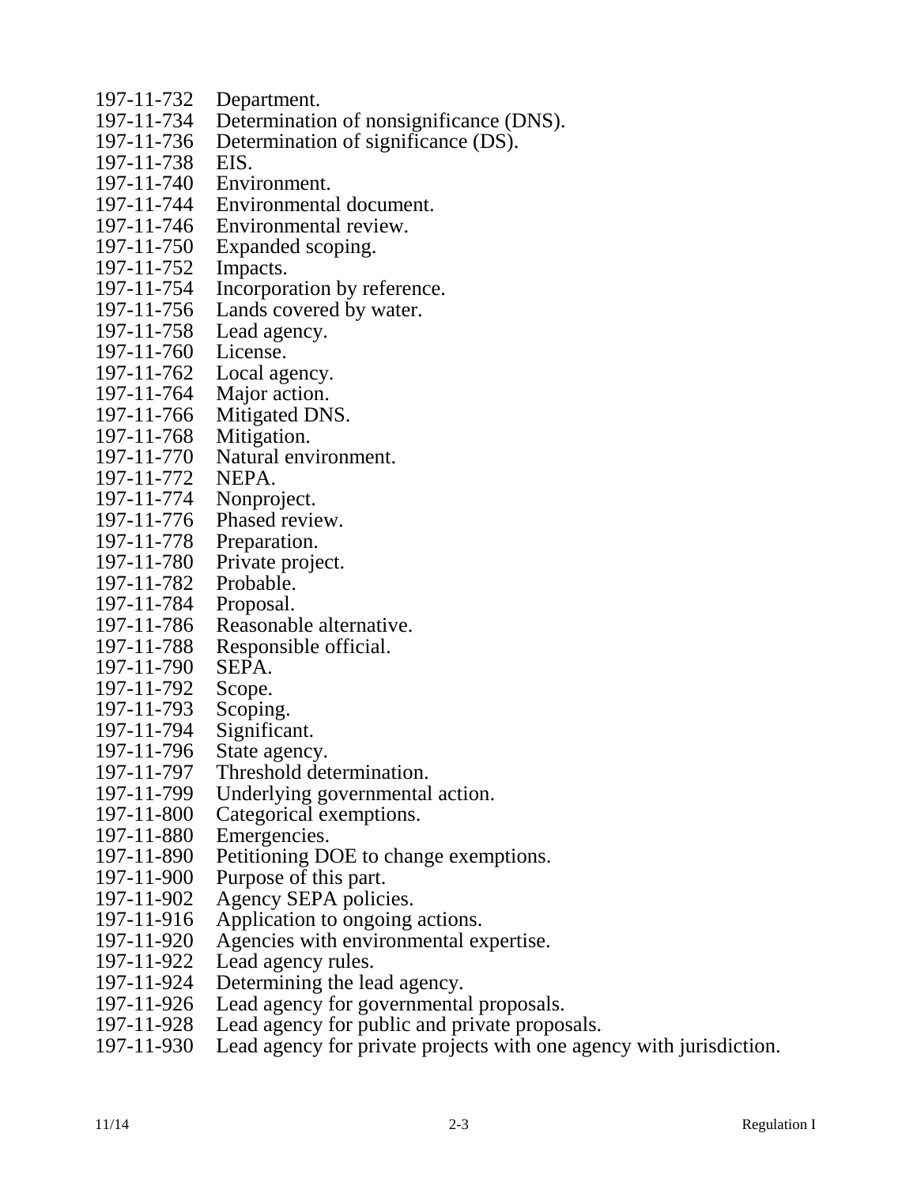197-11-732 Department.
197-11-734 Determination of nonsignificance (DNS).
197-11-736 Determination of significance (DS).
197-11-738 EIS.
197-11-740 Environment.
197-11-744 Environmental document.
197-11-746 Environmental review.
197-11-750 Expanded scoping.
197-11-752 Impacts.
197-11-754 Incorporation by reference.
197-11-756 Lands covered by water.
197-11-758 Lead agency.
197-11-760 License.
197-11-762 Local agency.
197-11-764 Major action.
197-11-766 Mitigated DNS.
197-11-768 Mitigation.
197-11-770 Natural environment.
197-11-772 NEPA.
197-11-774 Nonproject.
197-11-776 Phased review.
197-11-778 Preparation.
197-11-780 Private project.
197-11-782 Probable.
197-11-784 Proposal.
197-11-786 Reasonable alternative.
197-11-788 Responsible official.
197-11-790 SEPA.
197-11-792 Scope.
197-11-793 Scoping.
197-11-794 Significant.
197-11-796 State agency.
197-11-797 Threshold determination.
197-11-799 Underlying governmental action.
197-11-800 Categorical exemptions.
197-11-880 Emergencies.
197-11-890 Petitioning DOE to change exemptions.
197-11-900 Purpose of this part.
197-11-902 Agency SEPA policies.
197-11-916 Application to ongoing actions.
197-11-920 Agencies with environmental expertise.
197-11-922 Lead agency rules.
197-11-924 Determining the lead agency.
197-11-926 Lead agency for governmental proposals.
197-11-928 Lead agency for public and private proposals.
197-11-930 Lead agency for private projects with one agency with jurisdiction.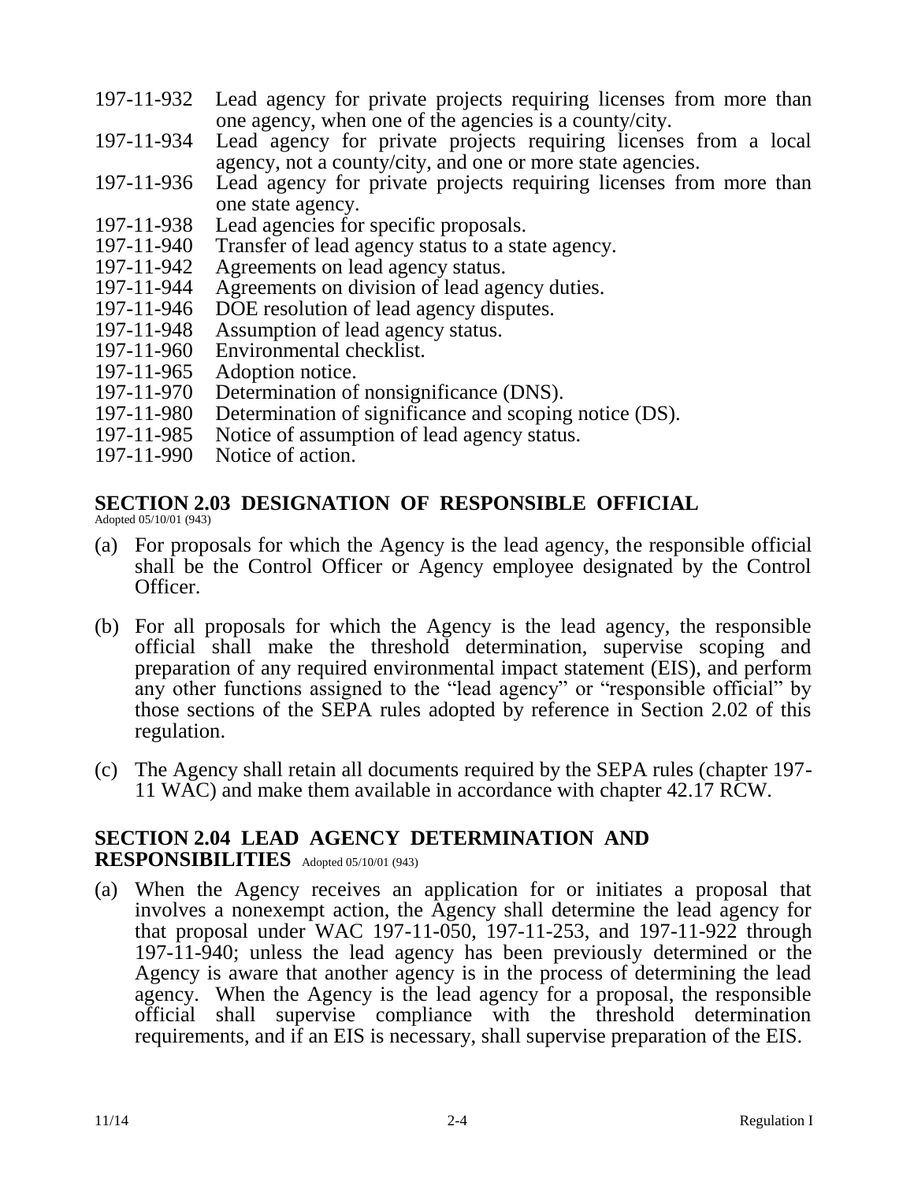197-11-932 Lead agency for private projects requiring licenses from more than one agency, when one of the agencies is a county/city.
197-11-934 Lead agency for private projects requiring licenses from a local agency, not a county/city, and one or more state agencies.
197-11-936 Lead agency for private projects requiring licenses from more than one state agency.
197-11-938 Lead agencies for specific proposals.
197-11-940 Transfer of lead agency status to a state agency.
197-11-942 Agreements on lead agency status.
197-11-944 Agreements on division of lead agency duties.
197-11-946 DOE resolution of lead agency disputes.
197-11-948 Assumption of lead agency status.
197-11-960 Environmental checklist.
197-11-965 Adoption notice.
197-11-970 Determination of nonsignificance (DNS).
197-11-980 Determination of significance and scoping notice (DS).
197-11-985 Notice of assumption of lead agency status.
197-11-990 Notice of action.

## SECTION 2.03 DESIGNATION OF RESPONSIBLE OFFICIAL

Adopted 05/10/01 (943)

(a) For proposals for which the Agency is the lead agency, the responsible official shall be the Control Officer or Agency employee designated by the Control Officer.

(b) For all proposals for which the Agency is the lead agency, the responsible official shall make the threshold determination, supervise scoping and preparation of any required environmental impact statement (EIS), and perform any other functions assigned to the "lead agency" or "responsible official" by those sections of the SEPA rules adopted by reference in Section 2.02 of this regulation.

(c) The Agency shall retain all documents required by the SEPA rules (chapter 197-11 WAC) and make them available in accordance with chapter 42.17 RCW.

## SECTION 2.04 LEAD AGENCY DETERMINATION AND RESPONSIBILITIES

Adopted 05/10/01 (943)

(a) When the Agency receives an application for or initiates a proposal that involves a nonexempt action, the Agency shall determine the lead agency for that proposal under WAC 197-11-050, 197-11-253, and 197-11-922 through 197-11-940; unless the lead agency has been previously determined or the Agency is aware that another agency is in the process of determining the lead agency. When the Agency is the lead agency for a proposal, the responsible official shall supervise compliance with the threshold determination requirements, and if an EIS is necessary, shall supervise preparation of the EIS.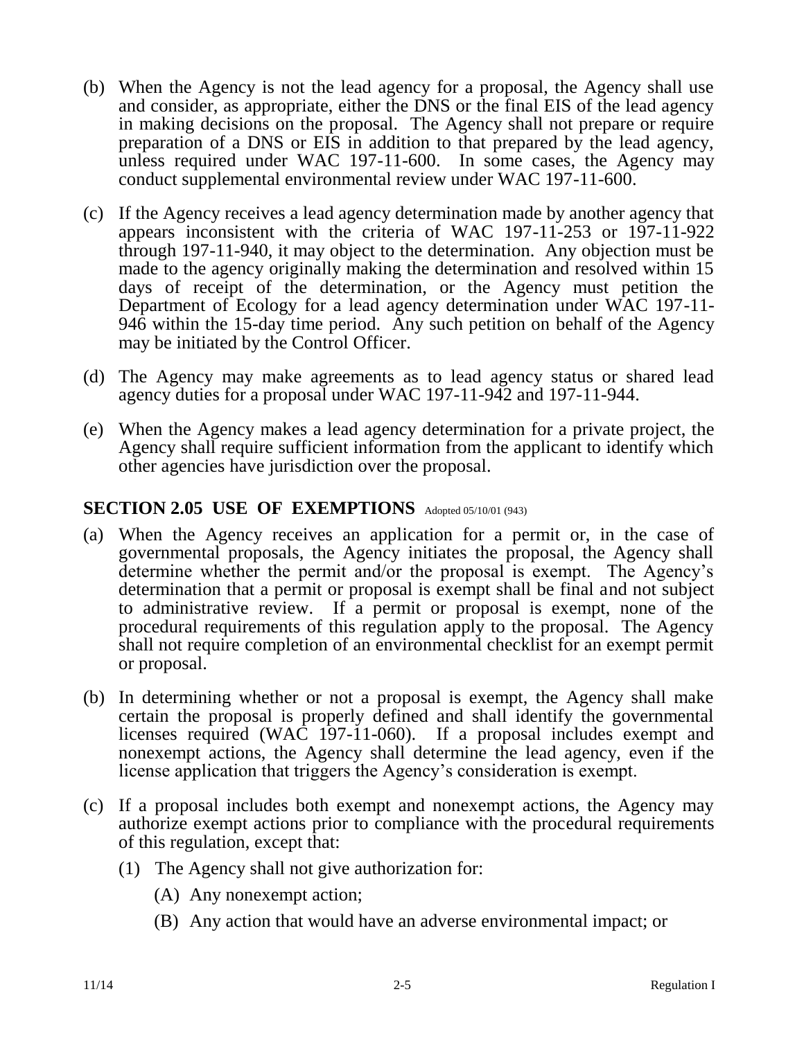(b) When the Agency is not the lead agency for a proposal, the Agency shall use and consider, as appropriate, either the DNS or the final EIS of the lead agency in making decisions on the proposal. The Agency shall not prepare or require preparation of a DNS or EIS in addition to that prepared by the lead agency, unless required under WAC 197-11-600. In some cases, the Agency may conduct supplemental environmental review under WAC 197-11-600.

(c) If the Agency receives a lead agency determination made by another agency that appears inconsistent with the criteria of WAC 197-11-253 or 197-11-922 through 197-11-940, it may object to the determination. Any objection must be made to the agency originally making the determination and resolved within 15 days of receipt of the determination, or the Agency must petition the Department of Ecology for a lead agency determination under WAC 197-11-946 within the 15-day time period. Any such petition on behalf of the Agency may be initiated by the Control Officer.

(d) The Agency may make agreements as to lead agency status or shared lead agency duties for a proposal under WAC 197-11-942 and 197-11-944.

(e) When the Agency makes a lead agency determination for a private project, the Agency shall require sufficient information from the applicant to identify which other agencies have jurisdiction over the proposal.

## SECTION 2.05 USE OF EXEMPTIONS Adopted 05/10/01 (943)

(a) When the Agency receives an application for a permit or, in the case of governmental proposals, the Agency initiates the proposal, the Agency shall determine whether the permit and/or the proposal is exempt. The Agency's determination that a permit or proposal is exempt shall be final and not subject to administrative review. If a permit or proposal is exempt, none of the procedural requirements of this regulation apply to the proposal. The Agency shall not require completion of an environmental checklist for an exempt permit or proposal.

(b) In determining whether or not a proposal is exempt, the Agency shall make certain the proposal is properly defined and shall identify the governmental licenses required (WAC 197-11-060). If a proposal includes exempt and nonexempt actions, the Agency shall determine the lead agency, even if the license application that triggers the Agency's consideration is exempt.

(c) If a proposal includes both exempt and nonexempt actions, the Agency may authorize exempt actions prior to compliance with the procedural requirements of this regulation, except that:

   (1) The Agency shall not give authorization for:

      (A) Any nonexempt action;

      (B) Any action that would have an adverse environmental impact; or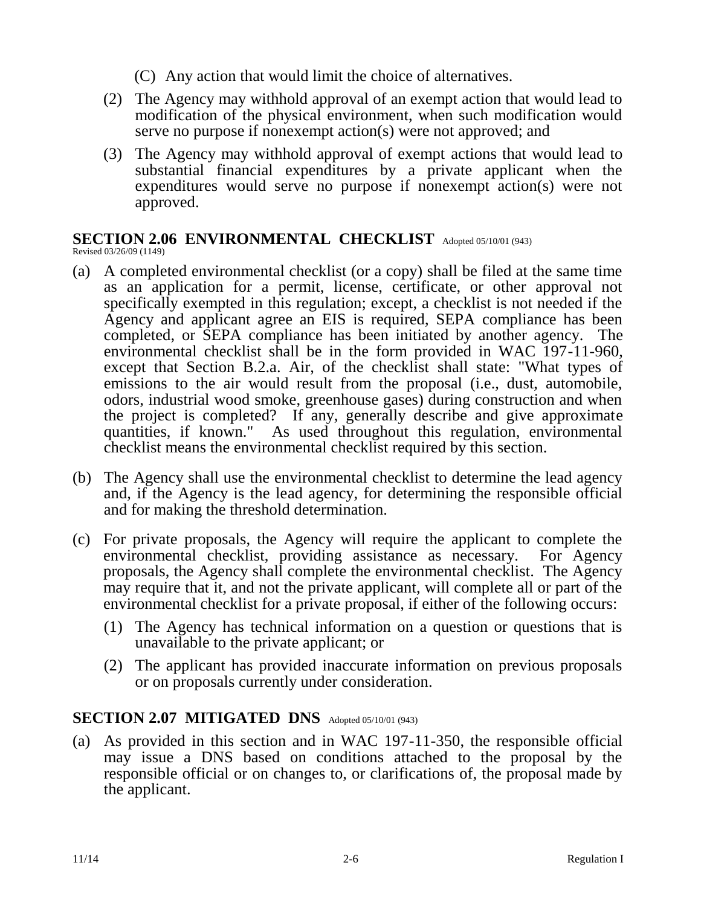(C) Any action that would limit the choice of alternatives.

(2) The Agency may withhold approval of an exempt action that would lead to modification of the physical environment, when such modification would serve no purpose if nonexempt action(s) were not approved; and

(3) The Agency may withhold approval of exempt actions that would lead to substantial financial expenditures by a private applicant when the expenditures would serve no purpose if nonexempt action(s) were not approved.

## SECTION 2.06 ENVIRONMENTAL CHECKLIST

Adopted 05/10/01 (943)
Revised 03/26/09 (1149)

(a) A completed environmental checklist (or a copy) shall be filed at the same time as an application for a permit, license, certificate, or other approval not specifically exempted in this regulation; except, a checklist is not needed if the Agency and applicant agree an EIS is required, SEPA compliance has been completed, or SEPA compliance has been initiated by another agency. The environmental checklist shall be in the form provided in WAC 197-11-960, except that Section B.2.a. Air, of the checklist shall state: "What types of emissions to the air would result from the proposal (i.e., dust, automobile, odors, industrial wood smoke, greenhouse gases) during construction and when the project is completed? If any, generally describe and give approximate quantities, if known." As used throughout this regulation, environmental checklist means the environmental checklist required by this section.

(b) The Agency shall use the environmental checklist to determine the lead agency and, if the Agency is the lead agency, for determining the responsible official and for making the threshold determination.

(c) For private proposals, the Agency will require the applicant to complete the environmental checklist, providing assistance as necessary. For Agency proposals, the Agency shall complete the environmental checklist. The Agency may require that it, and not the private applicant, will complete all or part of the environmental checklist for a private proposal, if either of the following occurs:

(1) The Agency has technical information on a question or questions that is unavailable to the private applicant; or

(2) The applicant has provided inaccurate information on previous proposals or on proposals currently under consideration.

## SECTION 2.07 MITIGATED DNS

Adopted 05/10/01 (943)

(a) As provided in this section and in WAC 197-11-350, the responsible official may issue a DNS based on conditions attached to the proposal by the responsible official or on changes to, or clarifications of, the proposal made by the applicant.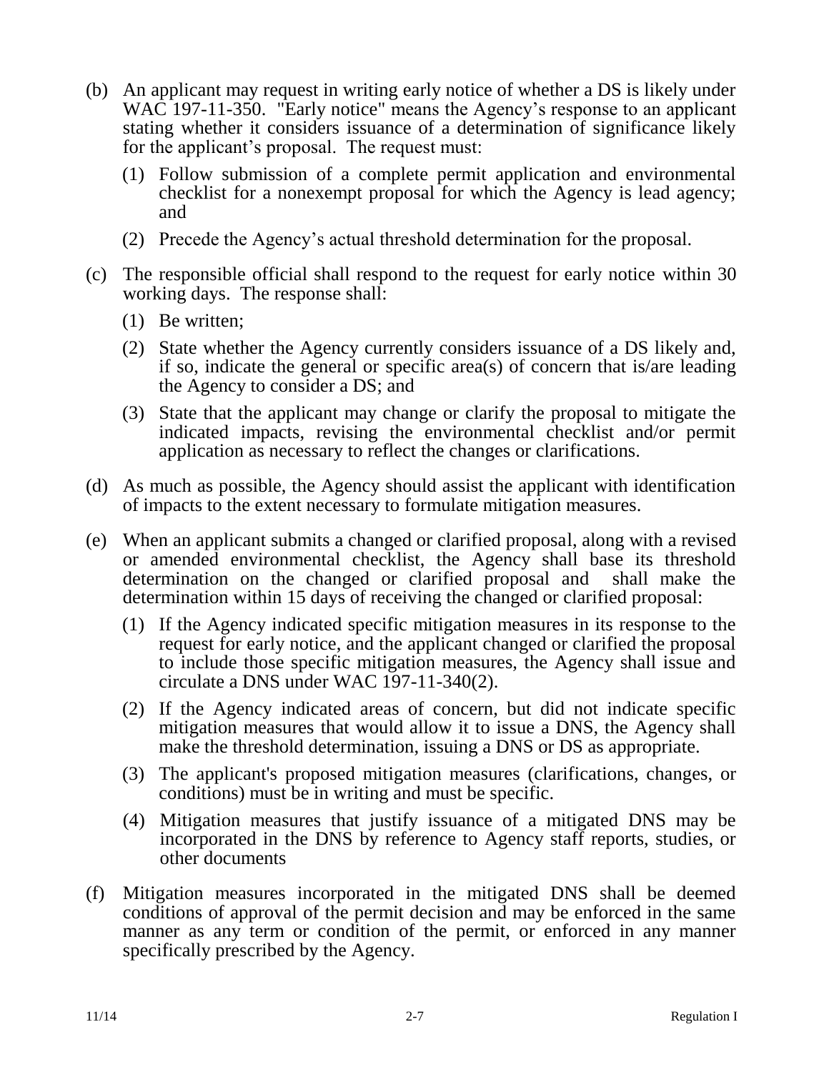(b) An applicant may request in writing early notice of whether a DS is likely under WAC 197-11-350. "Early notice" means the Agency's response to an applicant stating whether it considers issuance of a determination of significance likely for the applicant's proposal. The request must:

   (1) Follow submission of a complete permit application and environmental checklist for a nonexempt proposal for which the Agency is lead agency; and

   (2) Precede the Agency's actual threshold determination for the proposal.

(c) The responsible official shall respond to the request for early notice within 30 working days. The response shall:

   (1) Be written;

   (2) State whether the Agency currently considers issuance of a DS likely and, if so, indicate the general or specific area(s) of concern that is/are leading the Agency to consider a DS; and

   (3) State that the applicant may change or clarify the proposal to mitigate the indicated impacts, revising the environmental checklist and/or permit application as necessary to reflect the changes or clarifications.

(d) As much as possible, the Agency should assist the applicant with identification of impacts to the extent necessary to formulate mitigation measures.

(e) When an applicant submits a changed or clarified proposal, along with a revised or amended environmental checklist, the Agency shall base its threshold determination on the changed or clarified proposal and shall make the determination within 15 days of receiving the changed or clarified proposal:

   (1) If the Agency indicated specific mitigation measures in its response to the request for early notice, and the applicant changed or clarified the proposal to include those specific mitigation measures, the Agency shall issue and circulate a DNS under WAC 197-11-340(2).

   (2) If the Agency indicated areas of concern, but did not indicate specific mitigation measures that would allow it to issue a DNS, the Agency shall make the threshold determination, issuing a DNS or DS as appropriate.

   (3) The applicant's proposed mitigation measures (clarifications, changes, or conditions) must be in writing and must be specific.

   (4) Mitigation measures that justify issuance of a mitigated DNS may be incorporated in the DNS by reference to Agency staff reports, studies, or other documents

(f) Mitigation measures incorporated in the mitigated DNS shall be deemed conditions of approval of the permit decision and may be enforced in the same manner as any term or condition of the permit, or enforced in any manner specifically prescribed by the Agency.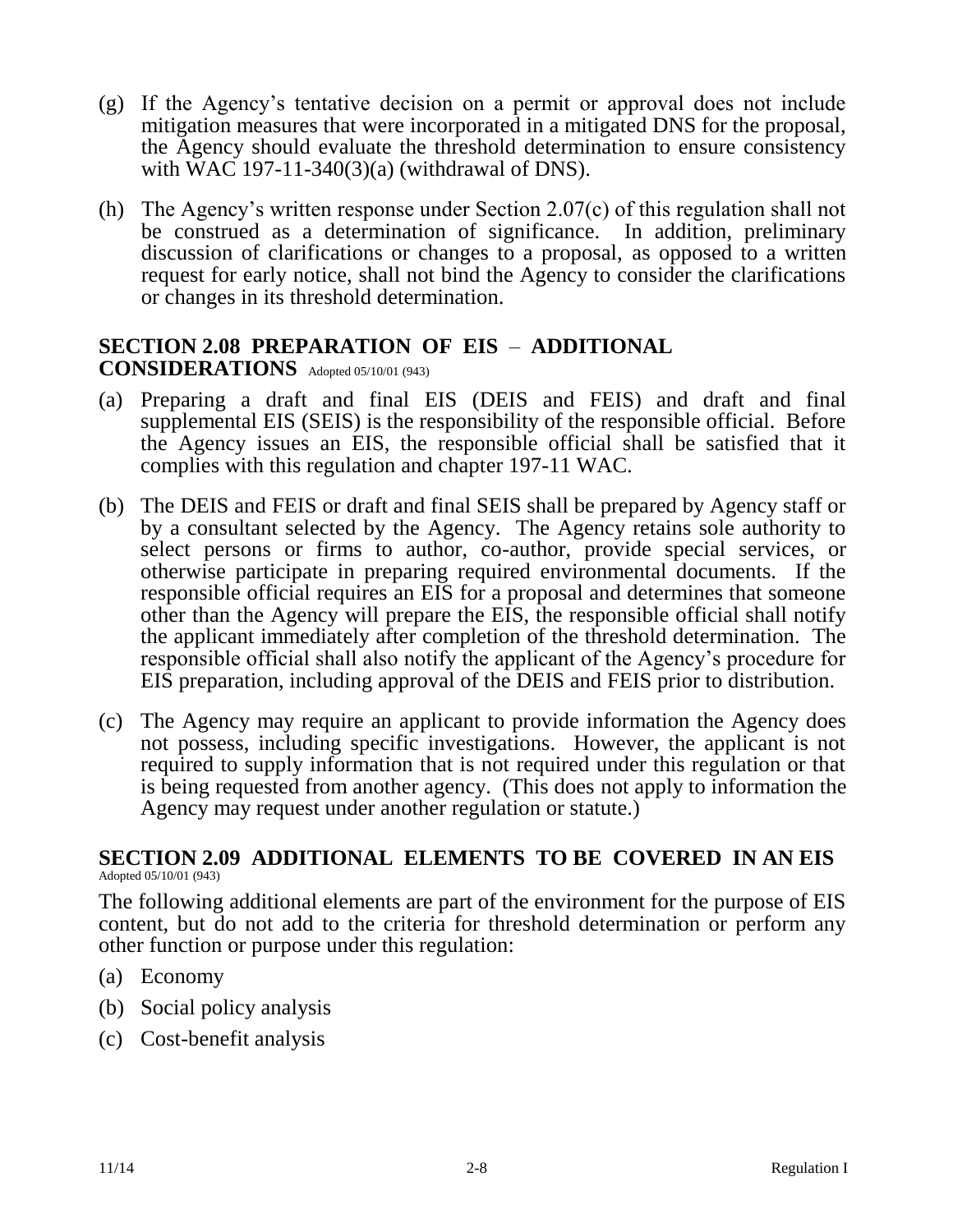(g) If the Agency's tentative decision on a permit or approval does not include mitigation measures that were incorporated in a mitigated DNS for the proposal, the Agency should evaluate the threshold determination to ensure consistency with WAC 197-11-340(3)(a) (withdrawal of DNS).

(h) The Agency's written response under Section 2.07(c) of this regulation shall not be construed as a determination of significance. In addition, preliminary discussion of clarifications or changes to a proposal, as opposed to a written request for early notice, shall not bind the Agency to consider the clarifications or changes in its threshold determination.

## SECTION 2.08 PREPARATION OF EIS – ADDITIONAL CONSIDERATIONS

Adopted 05/10/01 (943)

(a) Preparing a draft and final EIS (DEIS and FEIS) and draft and final supplemental EIS (SEIS) is the responsibility of the responsible official. Before the Agency issues an EIS, the responsible official shall be satisfied that it complies with this regulation and chapter 197-11 WAC.

(b) The DEIS and FEIS or draft and final SEIS shall be prepared by Agency staff or by a consultant selected by the Agency. The Agency retains sole authority to select persons or firms to author, co-author, provide special services, or otherwise participate in preparing required environmental documents. If the responsible official requires an EIS for a proposal and determines that someone other than the Agency will prepare the EIS, the responsible official shall notify the applicant immediately after completion of the threshold determination. The responsible official shall also notify the applicant of the Agency's procedure for EIS preparation, including approval of the DEIS and FEIS prior to distribution.

(c) The Agency may require an applicant to provide information the Agency does not possess, including specific investigations. However, the applicant is not required to supply information that is not required under this regulation or that is being requested from another agency. (This does not apply to information the Agency may request under another regulation or statute.)

## SECTION 2.09 ADDITIONAL ELEMENTS TO BE COVERED IN AN EIS

Adopted 05/10/01 (943)

The following additional elements are part of the environment for the purpose of EIS content, but do not add to the criteria for threshold determination or perform any other function or purpose under this regulation:

(a) Economy

(b) Social policy analysis

(c) Cost-benefit analysis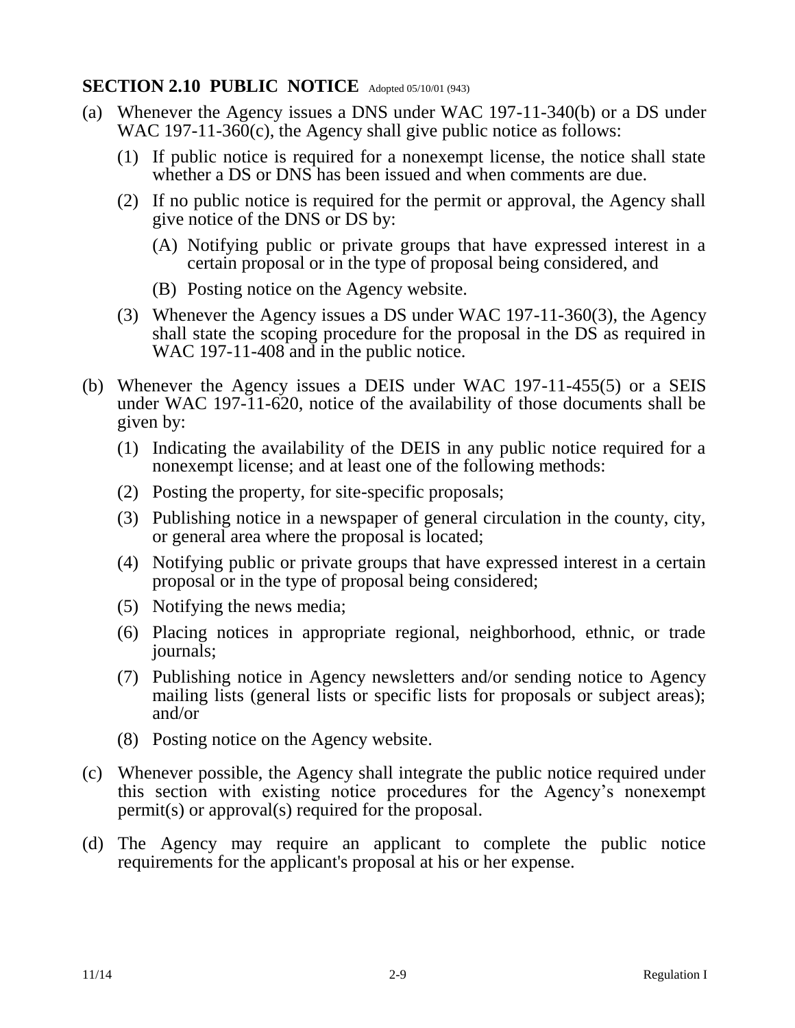## SECTION 2.10 PUBLIC NOTICE Adopted 05/10/01 (943)

(a) Whenever the Agency issues a DNS under WAC 197-11-340(b) or a DS under WAC 197-11-360(c), the Agency shall give public notice as follows:

  (1) If public notice is required for a nonexempt license, the notice shall state whether a DS or DNS has been issued and when comments are due.

  (2) If no public notice is required for the permit or approval, the Agency shall give notice of the DNS or DS by:

    (A) Notifying public or private groups that have expressed interest in a certain proposal or in the type of proposal being considered, and

    (B) Posting notice on the Agency website.

  (3) Whenever the Agency issues a DS under WAC 197-11-360(3), the Agency shall state the scoping procedure for the proposal in the DS as required in WAC 197-11-408 and in the public notice.

(b) Whenever the Agency issues a DEIS under WAC 197-11-455(5) or a SEIS under WAC 197-11-620, notice of the availability of those documents shall be given by:

  (1) Indicating the availability of the DEIS in any public notice required for a nonexempt license; and at least one of the following methods:

  (2) Posting the property, for site-specific proposals;

  (3) Publishing notice in a newspaper of general circulation in the county, city, or general area where the proposal is located;

  (4) Notifying public or private groups that have expressed interest in a certain proposal or in the type of proposal being considered;

  (5) Notifying the news media;

  (6) Placing notices in appropriate regional, neighborhood, ethnic, or trade journals;

  (7) Publishing notice in Agency newsletters and/or sending notice to Agency mailing lists (general lists or specific lists for proposals or subject areas); and/or

  (8) Posting notice on the Agency website.

(c) Whenever possible, the Agency shall integrate the public notice required under this section with existing notice procedures for the Agency's nonexempt permit(s) or approval(s) required for the proposal.

(d) The Agency may require an applicant to complete the public notice requirements for the applicant's proposal at his or her expense.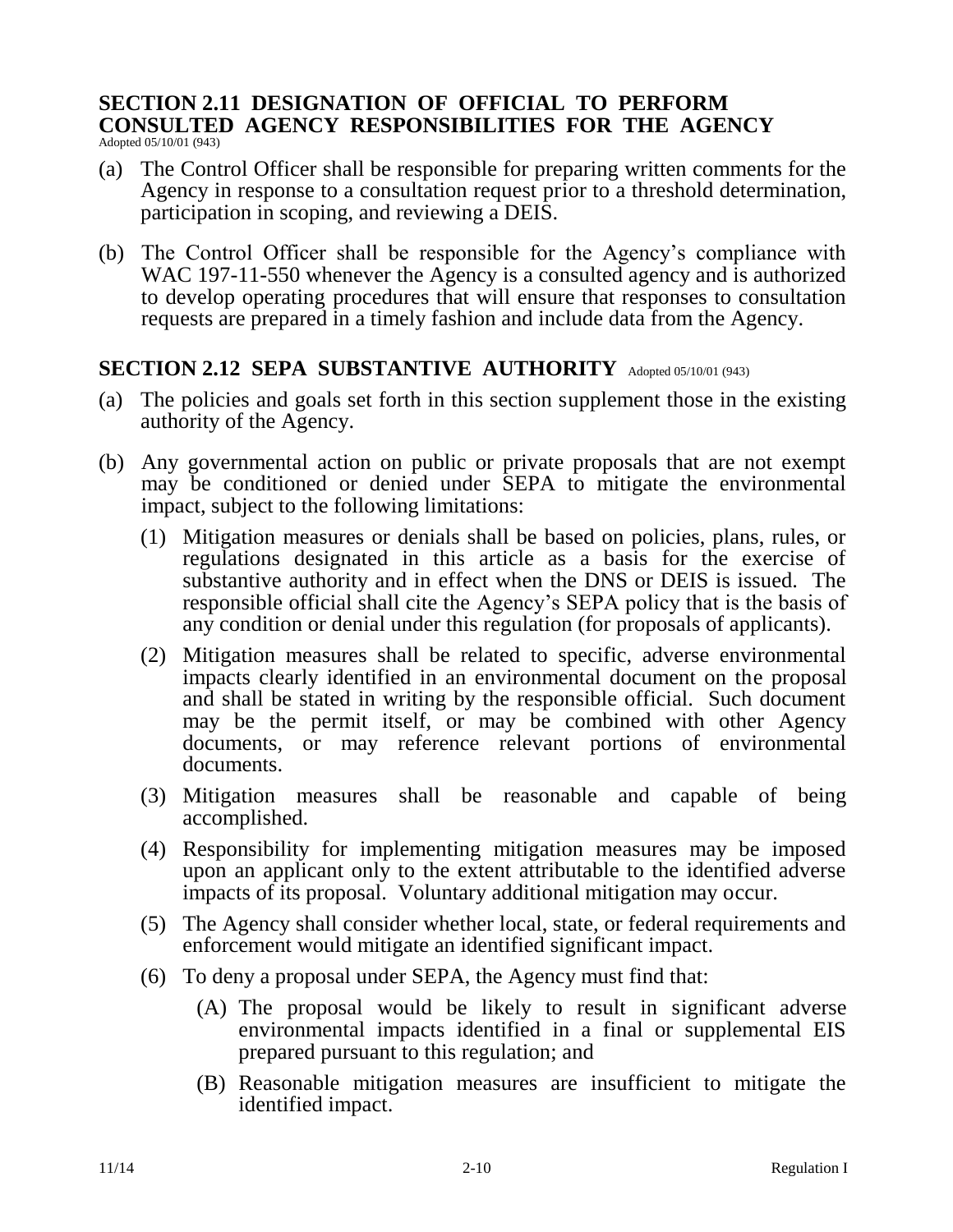## SECTION 2.11 DESIGNATION OF OFFICIAL TO PERFORM CONSULTED AGENCY RESPONSIBILITIES FOR THE AGENCY

Adopted 05/10/01 (943)

(a) The Control Officer shall be responsible for preparing written comments for the Agency in response to a consultation request prior to a threshold determination, participation in scoping, and reviewing a DEIS.

(b) The Control Officer shall be responsible for the Agency's compliance with WAC 197-11-550 whenever the Agency is a consulted agency and is authorized to develop operating procedures that will ensure that responses to consultation requests are prepared in a timely fashion and include data from the Agency.

## SECTION 2.12 SEPA SUBSTANTIVE AUTHORITY

Adopted 05/10/01 (943)

(a) The policies and goals set forth in this section supplement those in the existing authority of the Agency.

(b) Any governmental action on public or private proposals that are not exempt may be conditioned or denied under SEPA to mitigate the environmental impact, subject to the following limitations:

  (1) Mitigation measures or denials shall be based on policies, plans, rules, or regulations designated in this article as a basis for the exercise of substantive authority and in effect when the DNS or DEIS is issued. The responsible official shall cite the Agency's SEPA policy that is the basis of any condition or denial under this regulation (for proposals of applicants).

  (2) Mitigation measures shall be related to specific, adverse environmental impacts clearly identified in an environmental document on the proposal and shall be stated in writing by the responsible official. Such document may be the permit itself, or may be combined with other Agency documents, or may reference relevant portions of environmental documents.

  (3) Mitigation measures shall be reasonable and capable of being accomplished.

  (4) Responsibility for implementing mitigation measures may be imposed upon an applicant only to the extent attributable to the identified adverse impacts of its proposal. Voluntary additional mitigation may occur.

  (5) The Agency shall consider whether local, state, or federal requirements and enforcement would mitigate an identified significant impact.

  (6) To deny a proposal under SEPA, the Agency must find that:

    (A) The proposal would be likely to result in significant adverse environmental impacts identified in a final or supplemental EIS prepared pursuant to this regulation; and

    (B) Reasonable mitigation measures are insufficient to mitigate the identified impact.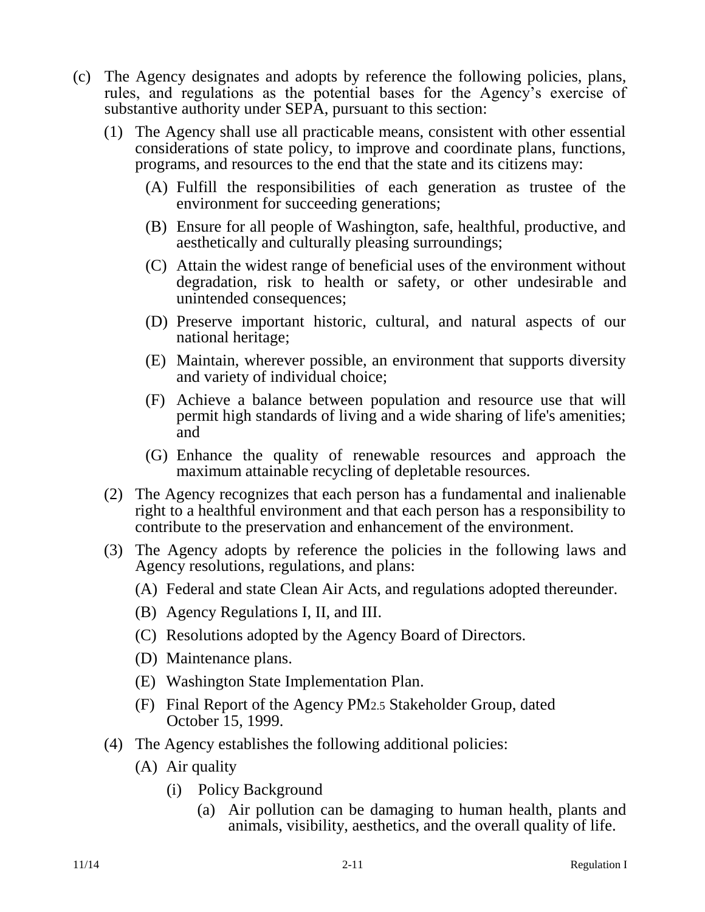(c) The Agency designates and adopts by reference the following policies, plans, rules, and regulations as the potential bases for the Agency's exercise of substantive authority under SEPA, pursuant to this section:

  (1) The Agency shall use all practicable means, consistent with other essential considerations of state policy, to improve and coordinate plans, functions, programs, and resources to the end that the state and its citizens may:

    (A) Fulfill the responsibilities of each generation as trustee of the environment for succeeding generations;

    (B) Ensure for all people of Washington, safe, healthful, productive, and aesthetically and culturally pleasing surroundings;

    (C) Attain the widest range of beneficial uses of the environment without degradation, risk to health or safety, or other undesirable and unintended consequences;

    (D) Preserve important historic, cultural, and natural aspects of our national heritage;

    (E) Maintain, wherever possible, an environment that supports diversity and variety of individual choice;

    (F) Achieve a balance between population and resource use that will permit high standards of living and a wide sharing of life's amenities; and

    (G) Enhance the quality of renewable resources and approach the maximum attainable recycling of depletable resources.

  (2) The Agency recognizes that each person has a fundamental and inalienable right to a healthful environment and that each person has a responsibility to contribute to the preservation and enhancement of the environment.

  (3) The Agency adopts by reference the policies in the following laws and Agency resolutions, regulations, and plans:

    (A) Federal and state Clean Air Acts, and regulations adopted thereunder.

    (B) Agency Regulations I, II, and III.

    (C) Resolutions adopted by the Agency Board of Directors.

    (D) Maintenance plans.

    (E) Washington State Implementation Plan.

    (F) Final Report of the Agency $PM_{2.5}$ Stakeholder Group, dated October 15, 1999.

  (4) The Agency establishes the following additional policies:

    (A) Air quality

      (i) Policy Background

        (a) Air pollution can be damaging to human health, plants and animals, visibility, aesthetics, and the overall quality of life.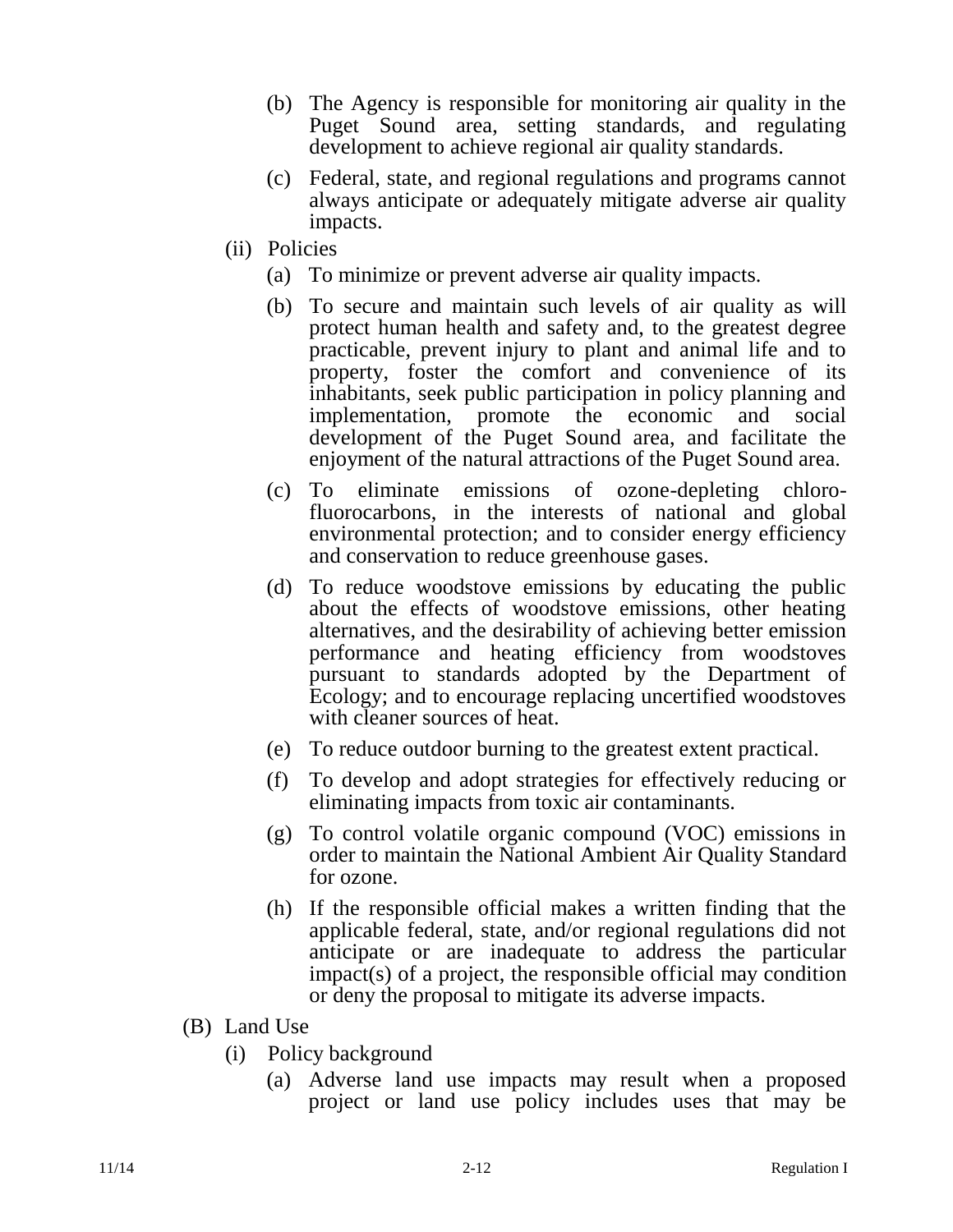(b) The Agency is responsible for monitoring air quality in the Puget Sound area, setting standards, and regulating development to achieve regional air quality standards.

(c) Federal, state, and regional regulations and programs cannot always anticipate or adequately mitigate adverse air quality impacts.

(ii) Policies

(a) To minimize or prevent adverse air quality impacts.

(b) To secure and maintain such levels of air quality as will protect human health and safety and, to the greatest degree practicable, prevent injury to plant and animal life and to property, foster the comfort and convenience of its inhabitants, seek public participation in policy planning and implementation, promote the economic and social development of the Puget Sound area, and facilitate the enjoyment of the natural attractions of the Puget Sound area.

(c) To eliminate emissions of ozone-depleting chlorofluorocarbons, in the interests of national and global environmental protection; and to consider energy efficiency and conservation to reduce greenhouse gases.

(d) To reduce woodstove emissions by educating the public about the effects of woodstove emissions, other heating alternatives, and the desirability of achieving better emission performance and heating efficiency from woodstoves pursuant to standards adopted by the Department of Ecology; and to encourage replacing uncertified woodstoves with cleaner sources of heat.

(e) To reduce outdoor burning to the greatest extent practical.

(f) To develop and adopt strategies for effectively reducing or eliminating impacts from toxic air contaminants.

(g) To control volatile organic compound (VOC) emissions in order to maintain the National Ambient Air Quality Standard for ozone.

(h) If the responsible official makes a written finding that the applicable federal, state, and/or regional regulations did not anticipate or are inadequate to address the particular impact(s) of a project, the responsible official may condition or deny the proposal to mitigate its adverse impacts.

(B) Land Use

(i) Policy background

(a) Adverse land use impacts may result when a proposed project or land use policy includes uses that may be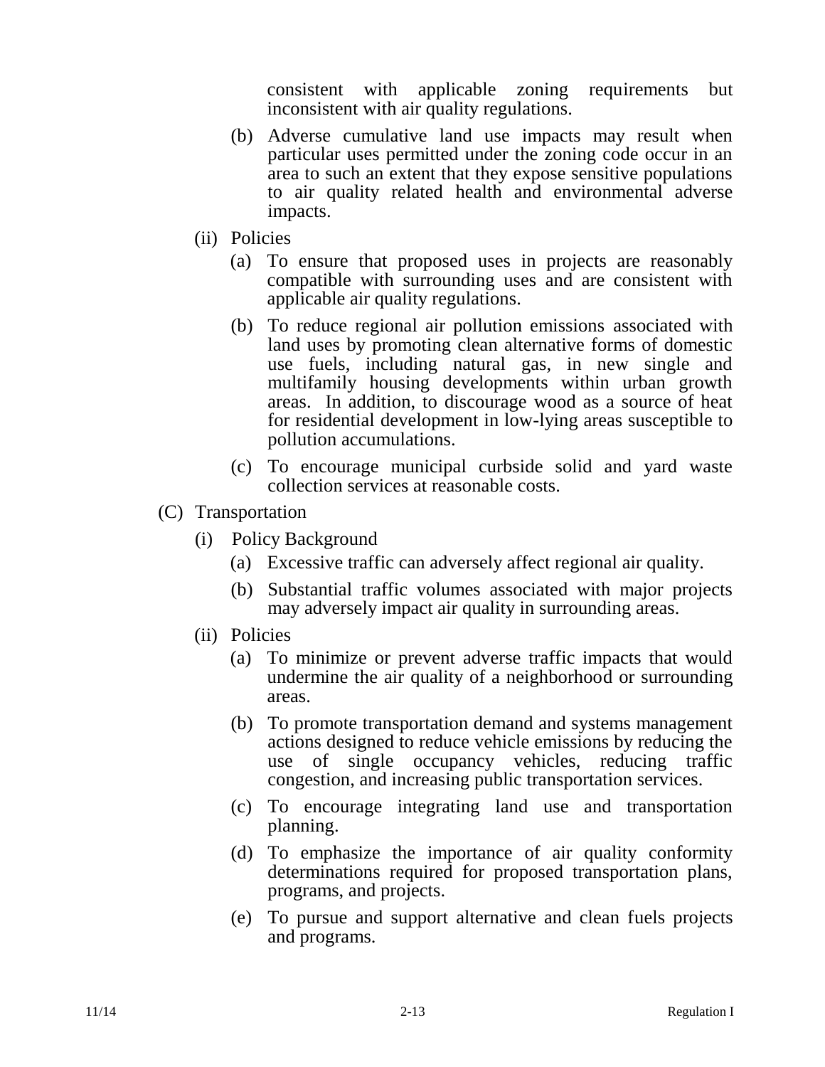consistent with applicable zoning requirements but inconsistent with air quality regulations.

(b) Adverse cumulative land use impacts may result when particular uses permitted under the zoning code occur in an area to such an extent that they expose sensitive populations to air quality related health and environmental adverse impacts.

(ii) Policies

(a) To ensure that proposed uses in projects are reasonably compatible with surrounding uses and are consistent with applicable air quality regulations.

(b) To reduce regional air pollution emissions associated with land uses by promoting clean alternative forms of domestic use fuels, including natural gas, in new single and multifamily housing developments within urban growth areas. In addition, to discourage wood as a source of heat for residential development in low-lying areas susceptible to pollution accumulations.

(c) To encourage municipal curbside solid and yard waste collection services at reasonable costs.

(C) Transportation

(i) Policy Background

(a) Excessive traffic can adversely affect regional air quality.

(b) Substantial traffic volumes associated with major projects may adversely impact air quality in surrounding areas.

(ii) Policies

(a) To minimize or prevent adverse traffic impacts that would undermine the air quality of a neighborhood or surrounding areas.

(b) To promote transportation demand and systems management actions designed to reduce vehicle emissions by reducing the use of single occupancy vehicles, reducing traffic congestion, and increasing public transportation services.

(c) To encourage integrating land use and transportation planning.

(d) To emphasize the importance of air quality conformity determinations required for proposed transportation plans, programs, and projects.

(e) To pursue and support alternative and clean fuels projects and programs.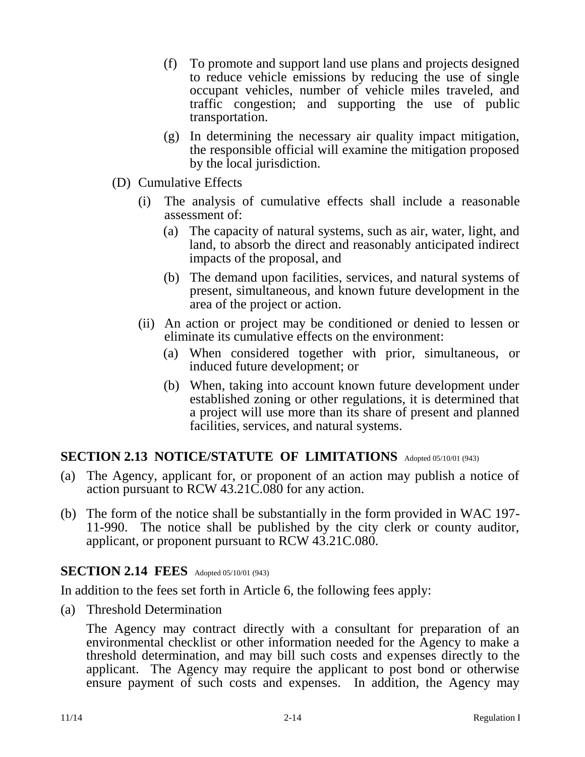(f) To promote and support land use plans and projects designed to reduce vehicle emissions by reducing the use of single occupant vehicles, number of vehicle miles traveled, and traffic congestion; and supporting the use of public transportation.

(g) In determining the necessary air quality impact mitigation, the responsible official will examine the mitigation proposed by the local jurisdiction.

(D) Cumulative Effects

(i) The analysis of cumulative effects shall include a reasonable assessment of:

(a) The capacity of natural systems, such as air, water, light, and land, to absorb the direct and reasonably anticipated indirect impacts of the proposal, and

(b) The demand upon facilities, services, and natural systems of present, simultaneous, and known future development in the area of the project or action.

(ii) An action or project may be conditioned or denied to lessen or eliminate its cumulative effects on the environment:

(a) When considered together with prior, simultaneous, or induced future development; or

(b) When, taking into account known future development under established zoning or other regulations, it is determined that a project will use more than its share of present and planned facilities, services, and natural systems.

## SECTION 2.13 NOTICE/STATUTE OF LIMITATIONS Adopted 05/10/01 (943)

(a) The Agency, applicant for, or proponent of an action may publish a notice of action pursuant to RCW 43.21C.080 for any action.

(b) The form of the notice shall be substantially in the form provided in WAC 197-11-990. The notice shall be published by the city clerk or county auditor, applicant, or proponent pursuant to RCW 43.21C.080.

## SECTION 2.14 FEES Adopted 05/10/01 (943)

In addition to the fees set forth in Article 6, the following fees apply:

(a) Threshold Determination

The Agency may contract directly with a consultant for preparation of an environmental checklist or other information needed for the Agency to make a threshold determination, and may bill such costs and expenses directly to the applicant. The Agency may require the applicant to post bond or otherwise ensure payment of such costs and expenses. In addition, the Agency may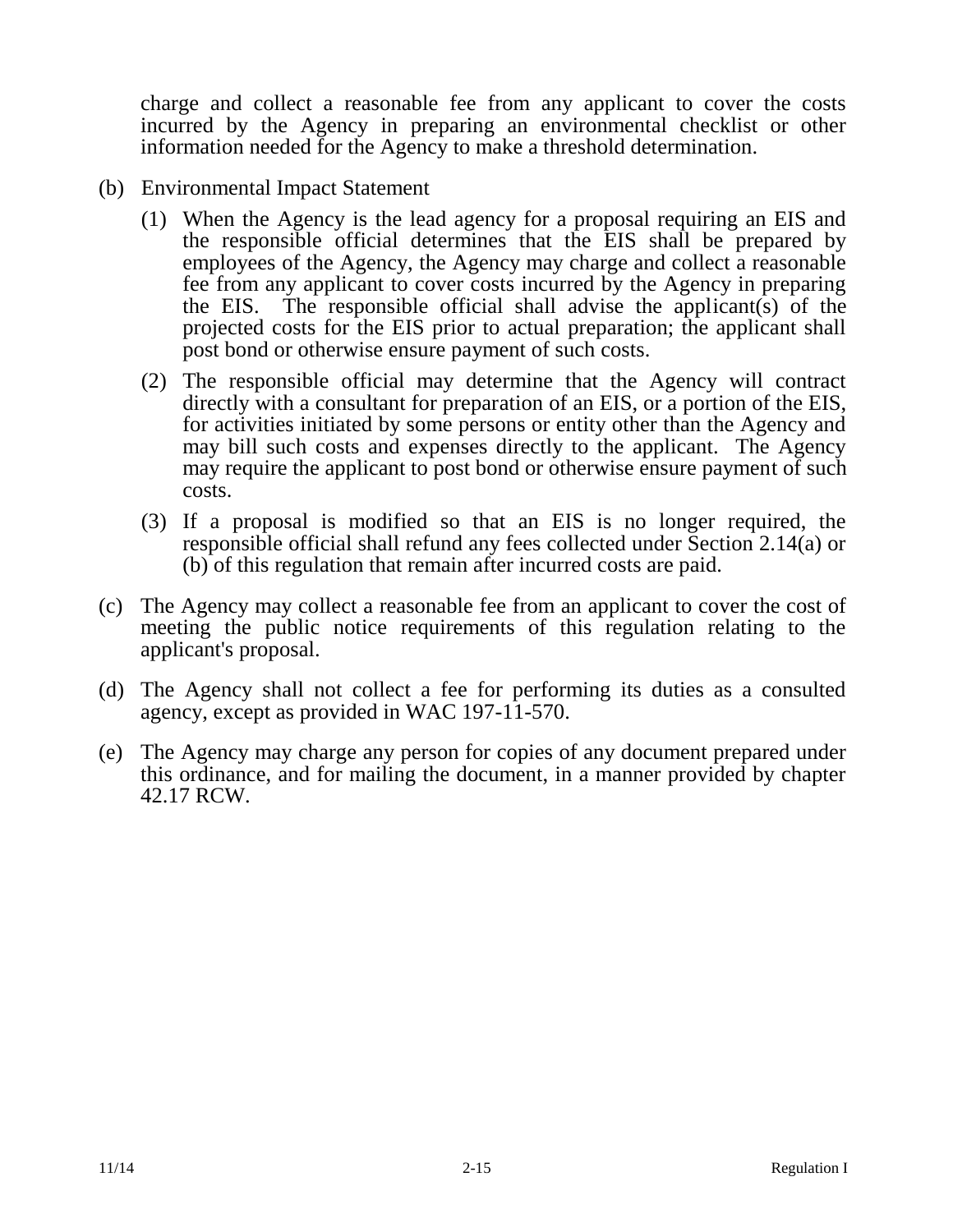charge and collect a reasonable fee from any applicant to cover the costs incurred by the Agency in preparing an environmental checklist or other information needed for the Agency to make a threshold determination.

(b) Environmental Impact Statement

(1) When the Agency is the lead agency for a proposal requiring an EIS and the responsible official determines that the EIS shall be prepared by employees of the Agency, the Agency may charge and collect a reasonable fee from any applicant to cover costs incurred by the Agency in preparing the EIS. The responsible official shall advise the applicant(s) of the projected costs for the EIS prior to actual preparation; the applicant shall post bond or otherwise ensure payment of such costs.

(2) The responsible official may determine that the Agency will contract directly with a consultant for preparation of an EIS, or a portion of the EIS, for activities initiated by some persons or entity other than the Agency and may bill such costs and expenses directly to the applicant. The Agency may require the applicant to post bond or otherwise ensure payment of such costs.

(3) If a proposal is modified so that an EIS is no longer required, the responsible official shall refund any fees collected under Section 2.14(a) or (b) of this regulation that remain after incurred costs are paid.

(c) The Agency may collect a reasonable fee from an applicant to cover the cost of meeting the public notice requirements of this regulation relating to the applicant's proposal.

(d) The Agency shall not collect a fee for performing its duties as a consulted agency, except as provided in WAC 197-11-570.

(e) The Agency may charge any person for copies of any document prepared under this ordinance, and for mailing the document, in a manner provided by chapter 42.17 RCW.